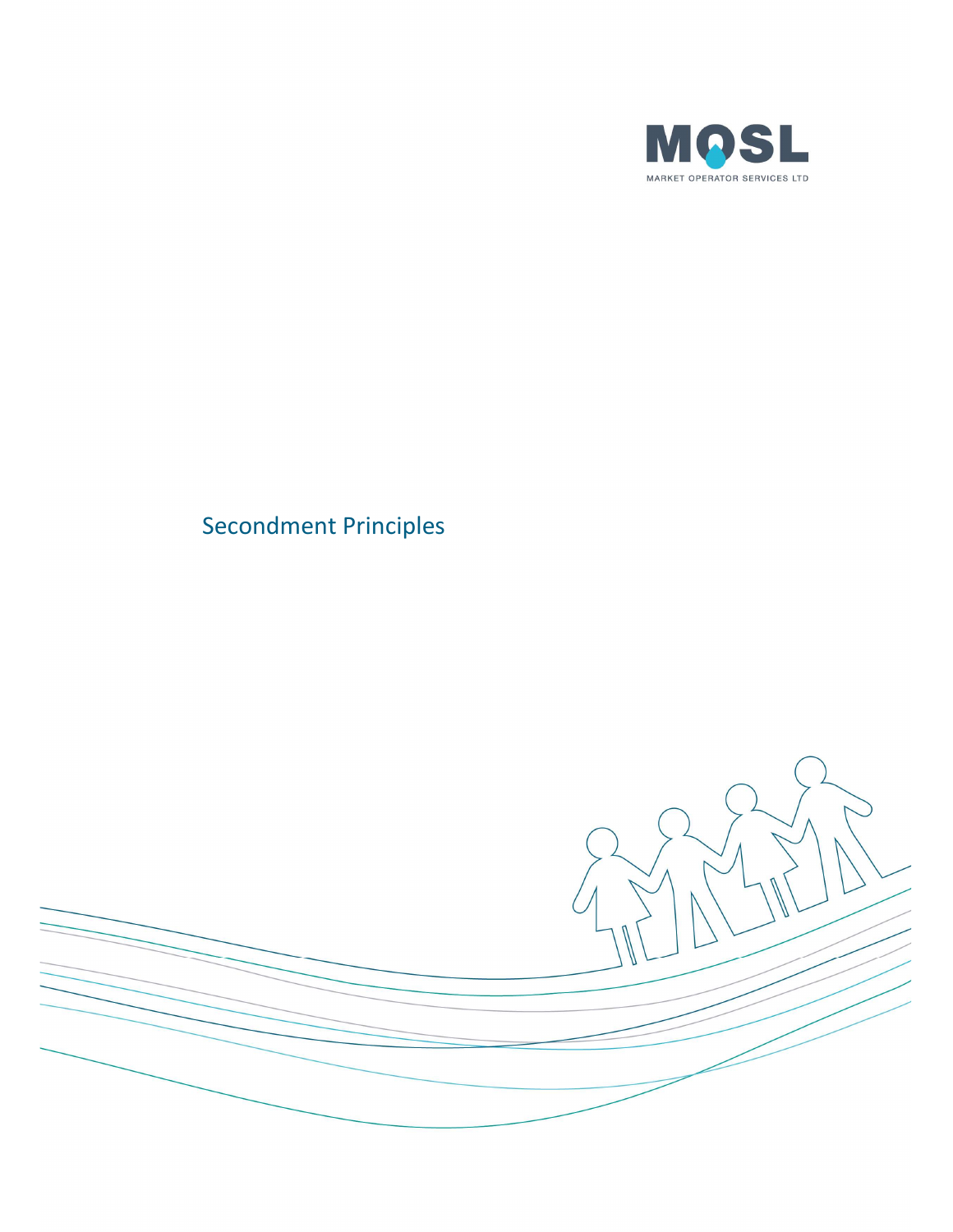MOSL

MARKET OPERATOR SERVICES LTD

# Secondment Principles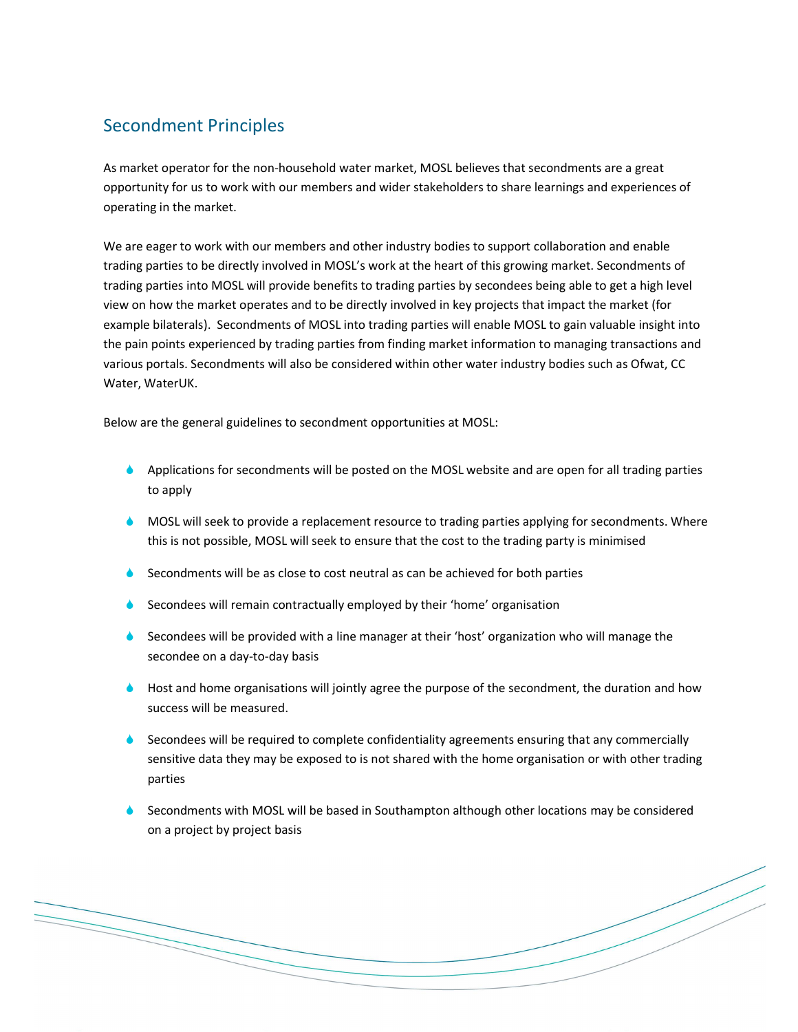## Secondment Principles

As market operator for the non-household water market, MOSL believes that secondments are a great opportunity for us to work with our members and wider stakeholders to share learnings and experiences of operating in the market.

We are eager to work with our members and other industry bodies to support collaboration and enable trading parties to be directly involved in MOSL's work at the heart of this growing market. Secondments of trading parties into MOSL will provide benefits to trading parties by secondees being able to get a high level view on how the market operates and to be directly involved in key projects that impact the market (for example bilaterals). Secondments of MOSL into trading parties will enable MOSL to gain valuable insight into the pain points experienced by trading parties from finding market information to managing transactions and various portals. Secondments will also be considered within other water industry bodies such as Ofwat, CC Water, WaterUK.

Below are the general guidelines to secondment opportunities at MOSL:

- Applications for secondments will be posted on the MOSL website and are open for all trading parties to apply
- MOSL will seek to provide a replacement resource to trading parties applying for secondments. Where this is not possible, MOSL will seek to ensure that the cost to the trading party is minimised
- Secondments will be as close to cost neutral as can be achieved for both parties
- Secondees will remain contractually employed by their 'home' organisation
- Secondees will be provided with a line manager at their 'host' organization who will manage the secondee on a day-to-day basis
- Host and home organisations will jointly agree the purpose of the secondment, the duration and how success will be measured.
- Secondees will be required to complete confidentiality agreements ensuring that any commercially sensitive data they may be exposed to is not shared with the home organisation or with other trading parties
- Secondments with MOSL will be based in Southampton although other locations may be considered on a project by project basis